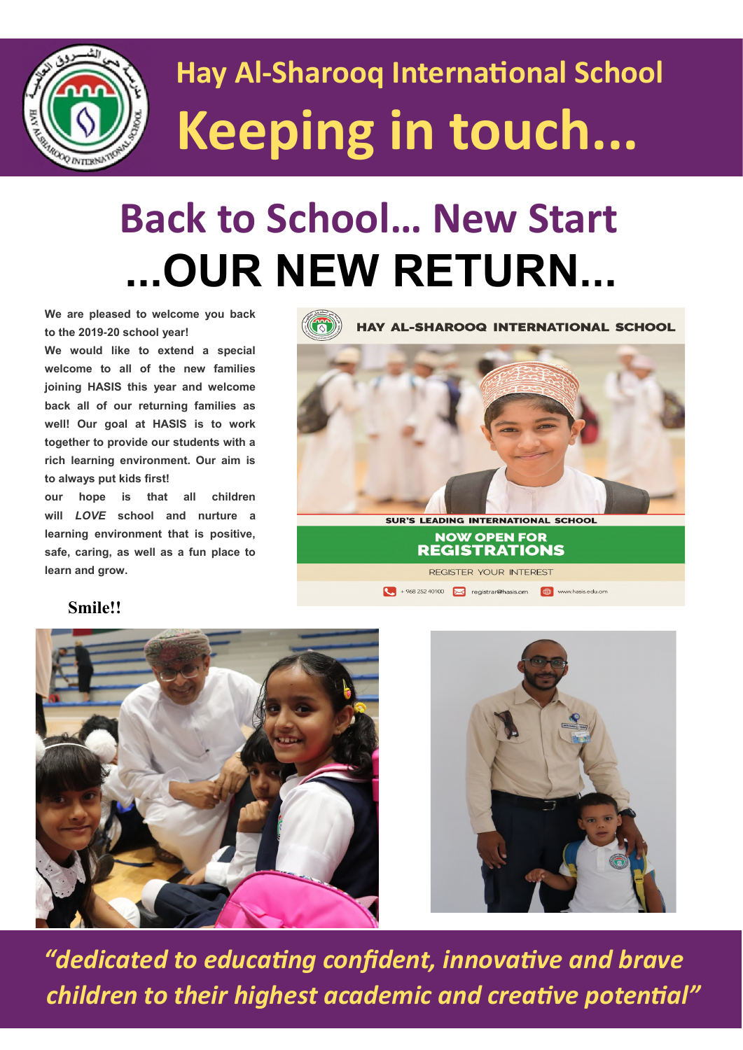# Hay Al-Sharooq International School

# Keeping in touch...

## Back to School… New Start

## ...OUR NEW RETURN...

**We are pleased to welcome you back to the 2019-20 school year!**

**We would like to extend a special welcome to all of the new families joining HASIS this year and welcome back all of our returning families as well! Our goal at HASIS is to work together to provide our students with a rich learning environment. Our aim is to always put kids first!**

**our hope is that all children will *LOVE* school and nurture a learning environment that is positive, safe, caring, as well as a fun place to learn and grow.**

HAY AL-SHAROOQ INTERNATIONAL SCHOOL

SUR'S LEADING INTERNATIONAL SCHOOL

NOW OPEN FOR REGISTRATIONS

REGISTER YOUR INTEREST

+968 252 40100 registrar@hasis.om www.hasis.edu.om

**Smile!!**

*"dedicated to educating confident, innovative and brave children to their highest academic and creative potential"*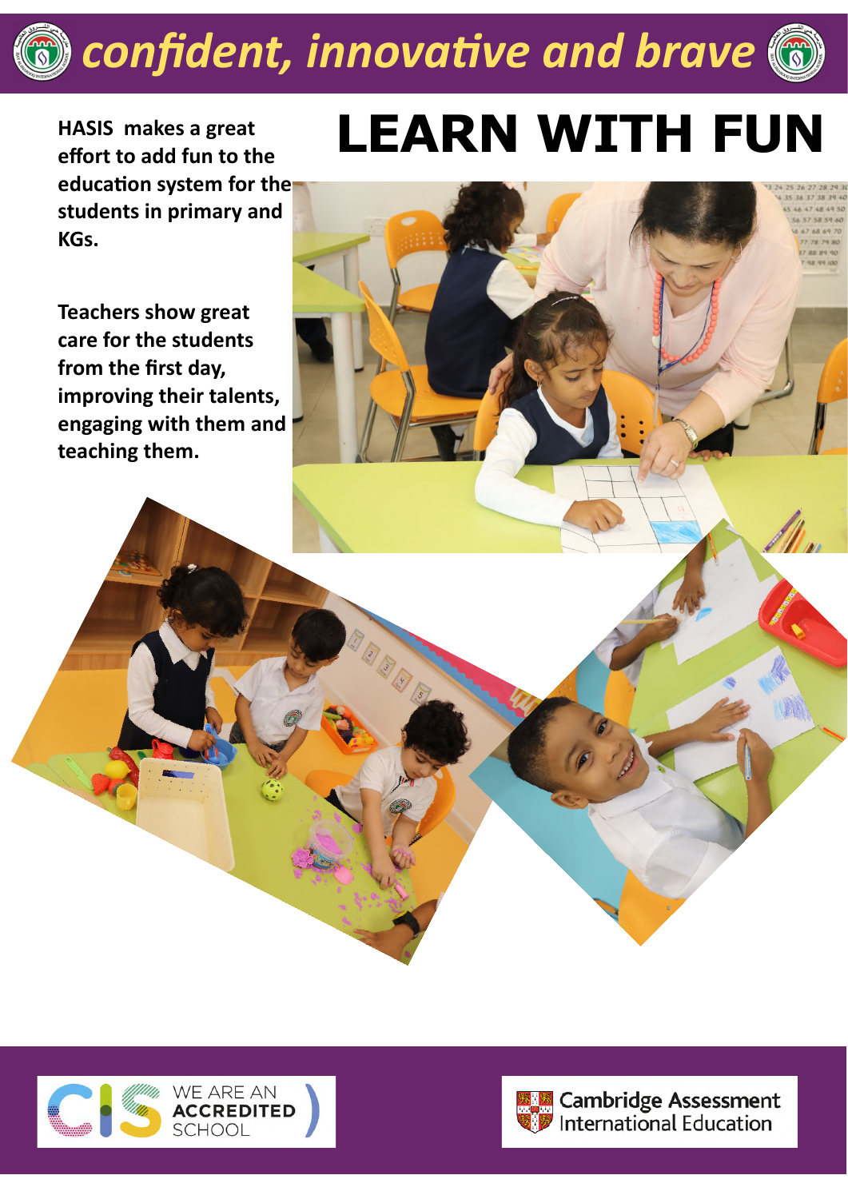*confident, innovative and brave*

# LEARN WITH FUN

**HASIS makes a great effort to add fun to the education system for the students in primary and KGs.**

**Teachers show great care for the students from the first day, improving their talents, engaging with them and teaching them.**

WE ARE AN ACCREDITED SCHOOL

Cambridge Assessment International Education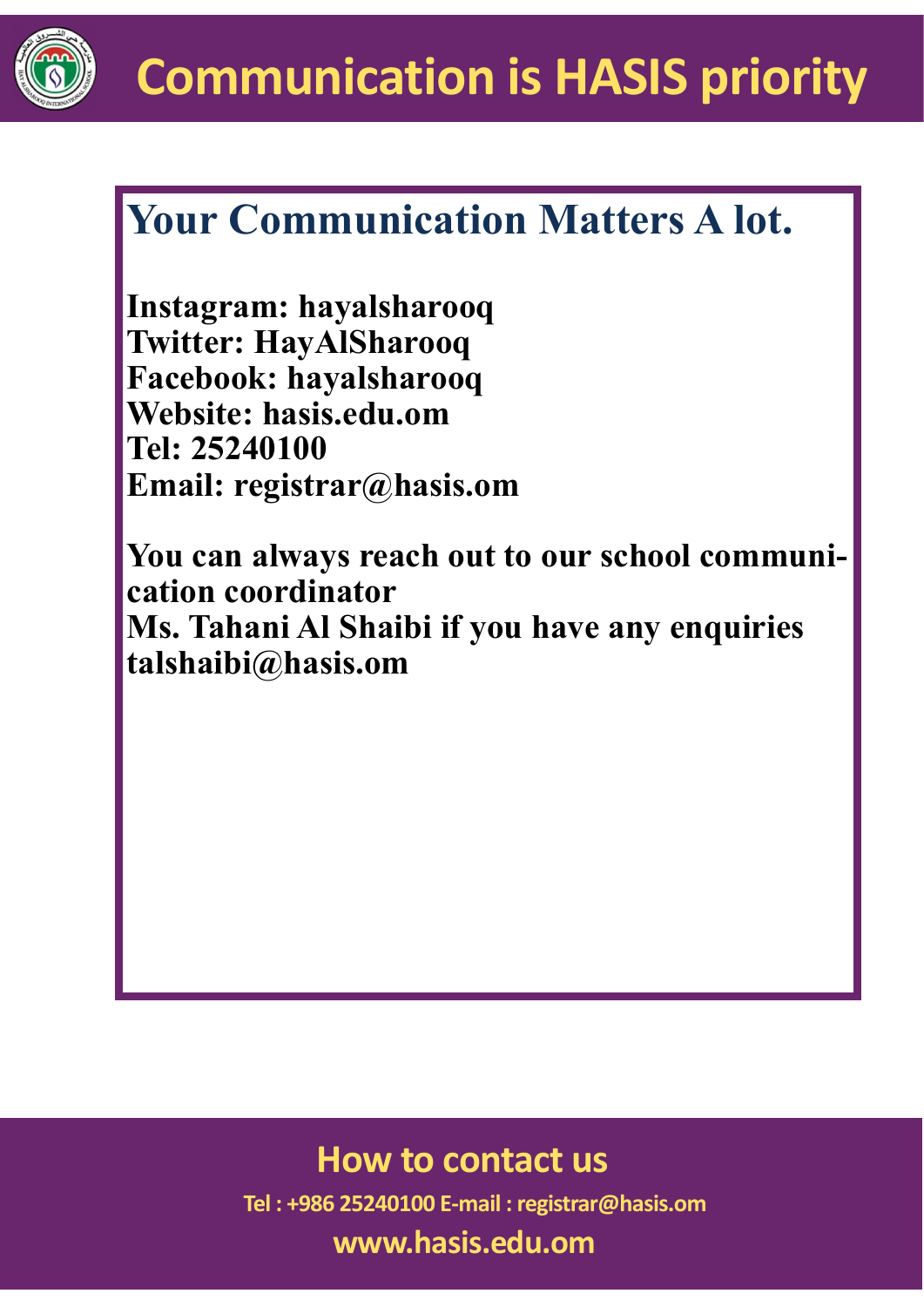# Communication is HASIS priority

## Your Communication Matters A lot.

**Instagram: hayalsharooq**
**Twitter: HayAlSharooq**
**Facebook: hayalsharooq**
**Website: hasis.edu.om**
**Tel: 25240100**
**Email: registrar@hasis.om**

**You can always reach out to our school communication coordinator**
**Ms. Tahani Al Shaibi if you have any enquiries**
**talshaibi@hasis.om**

## How to contact us

**Tel : +986 25240100 E-mail : registrar@hasis.om**

**www.hasis.edu.om**